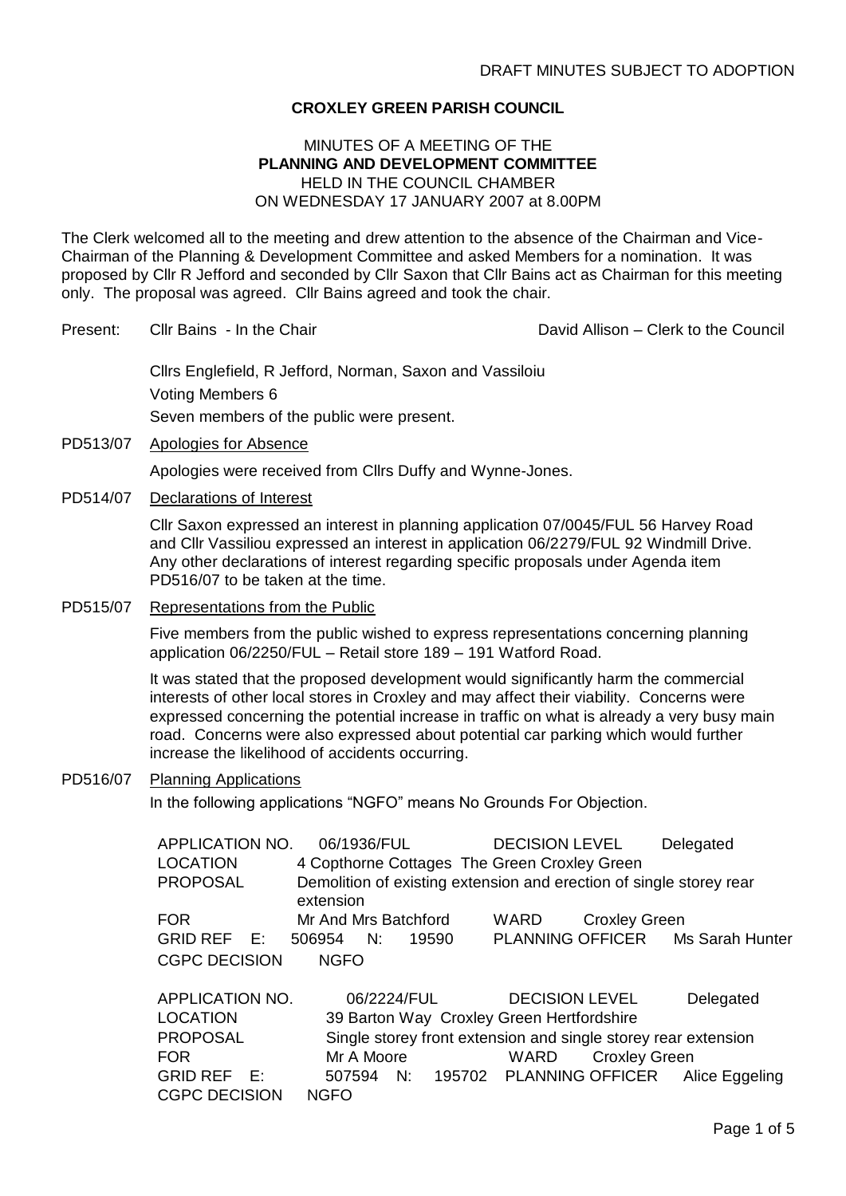DRAFT MINUTES SUBJECT TO ADOPTION

**CROXLEY GREEN PARISH COUNCIL**

MINUTES OF A MEETING OF THE
**PLANNING AND DEVELOPMENT COMMITTEE**
HELD IN THE COUNCIL CHAMBER
ON WEDNESDAY 17 JANUARY 2007 at 8.00PM

The Clerk welcomed all to the meeting and drew attention to the absence of the Chairman and Vice-Chairman of the Planning & Development Committee and asked Members for a nomination. It was proposed by Cllr R Jefford and seconded by Cllr Saxon that Cllr Bains act as Chairman for this meeting only. The proposal was agreed. Cllr Bains agreed and took the chair.

Present: Cllr Bains - In the Chair — David Allison – Clerk to the Council

Cllrs Englefield, R Jefford, Norman, Saxon and Vassiloiu
Voting Members 6
Seven members of the public were present.

PD513/07 Apologies for Absence

Apologies were received from Cllrs Duffy and Wynne-Jones.

PD514/07 Declarations of Interest

Cllr Saxon expressed an interest in planning application 07/0045/FUL 56 Harvey Road and Cllr Vassiliou expressed an interest in application 06/2279/FUL 92 Windmill Drive. Any other declarations of interest regarding specific proposals under Agenda item PD516/07 to be taken at the time.

PD515/07 Representations from the Public

Five members from the public wished to express representations concerning planning application 06/2250/FUL – Retail store 189 – 191 Watford Road.

It was stated that the proposed development would significantly harm the commercial interests of other local stores in Croxley and may affect their viability. Concerns were expressed concerning the potential increase in traffic on what is already a very busy main road. Concerns were also expressed about potential car parking which would further increase the likelihood of accidents occurring.

PD516/07 Planning Applications

In the following applications "NGFO" means No Grounds For Objection.

APPLICATION NO. 06/1936/FUL — DECISION LEVEL Delegated
LOCATION 4 Copthorne Cottages The Green Croxley Green
PROPOSAL Demolition of existing extension and erection of single storey rear extension
FOR Mr And Mrs Batchford — WARD Croxley Green
GRID REF E: 506954 N: 19590 — PLANNING OFFICER Ms Sarah Hunter
CGPC DECISION NGFO

APPLICATION NO. 06/2224/FUL — DECISION LEVEL Delegated
LOCATION 39 Barton Way Croxley Green Hertfordshire
PROPOSAL Single storey front extension and single storey rear extension
FOR Mr A Moore — WARD Croxley Green
GRID REF E: 507594 N: 195702 — PLANNING OFFICER Alice Eggeling
CGPC DECISION NGFO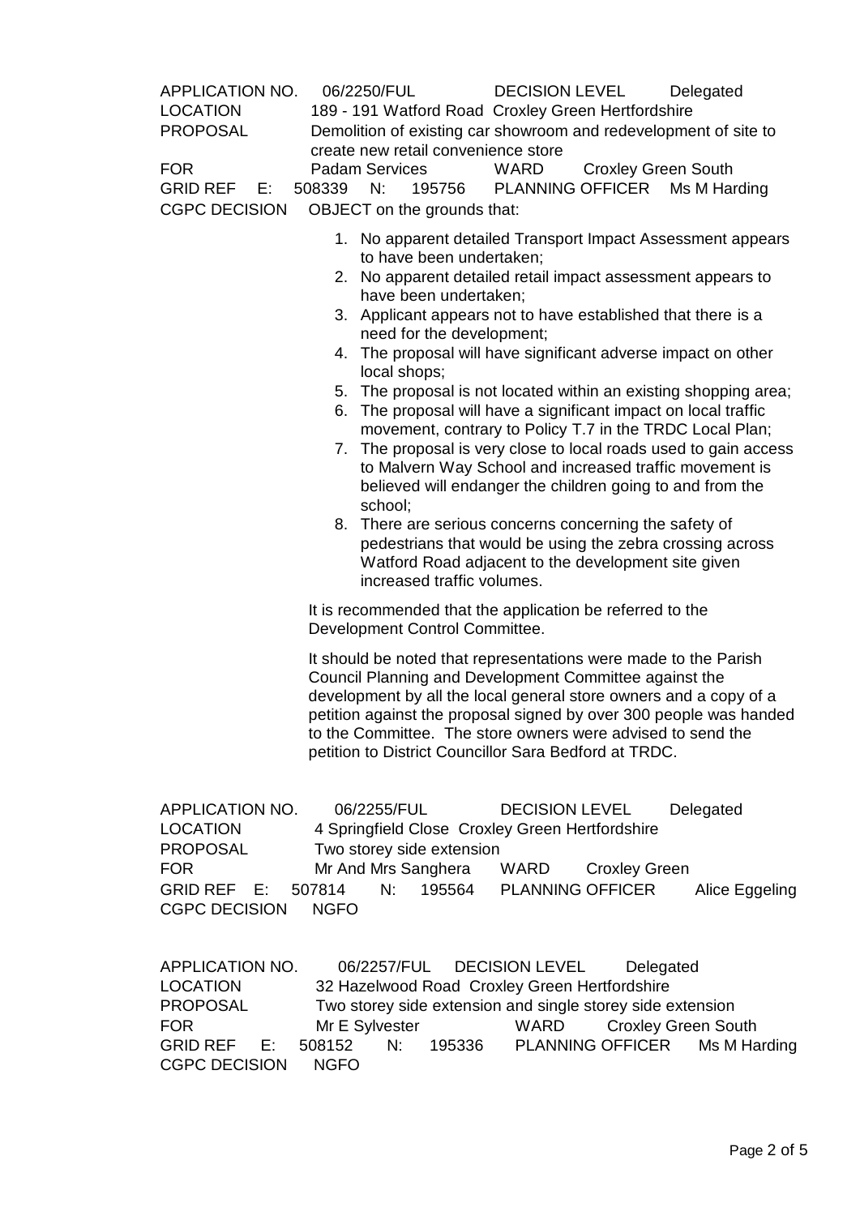APPLICATION NO. 06/2250/FUL DECISION LEVEL Delegated
LOCATION 189 - 191 Watford Road Croxley Green Hertfordshire
PROPOSAL Demolition of existing car showroom and redevelopment of site to create new retail convenience store
FOR Padam Services WARD Croxley Green South
GRID REF E: 508339 N: 195756 PLANNING OFFICER Ms M Harding
CGPC DECISION OBJECT on the grounds that:

1. No apparent detailed Transport Impact Assessment appears to have been undertaken;
2. No apparent detailed retail impact assessment appears to have been undertaken;
3. Applicant appears not to have established that there is a need for the development;
4. The proposal will have significant adverse impact on other local shops;
5. The proposal is not located within an existing shopping area;
6. The proposal will have a significant impact on local traffic movement, contrary to Policy T.7 in the TRDC Local Plan;
7. The proposal is very close to local roads used to gain access to Malvern Way School and increased traffic movement is believed will endanger the children going to and from the school;
8. There are serious concerns concerning the safety of pedestrians that would be using the zebra crossing across Watford Road adjacent to the development site given increased traffic volumes.

It is recommended that the application be referred to the Development Control Committee.

It should be noted that representations were made to the Parish Council Planning and Development Committee against the development by all the local general store owners and a copy of a petition against the proposal signed by over 300 people was handed to the Committee. The store owners were advised to send the petition to District Councillor Sara Bedford at TRDC.

APPLICATION NO. 06/2255/FUL DECISION LEVEL Delegated
LOCATION 4 Springfield Close Croxley Green Hertfordshire
PROPOSAL Two storey side extension
FOR Mr And Mrs Sanghera WARD Croxley Green
GRID REF E: 507814 N: 195564 PLANNING OFFICER Alice Eggeling
CGPC DECISION NGFO

APPLICATION NO. 06/2257/FUL DECISION LEVEL Delegated
LOCATION 32 Hazelwood Road Croxley Green Hertfordshire
PROPOSAL Two storey side extension and single storey side extension
FOR Mr E Sylvester WARD Croxley Green South
GRID REF E: 508152 N: 195336 PLANNING OFFICER Ms M Harding
CGPC DECISION NGFO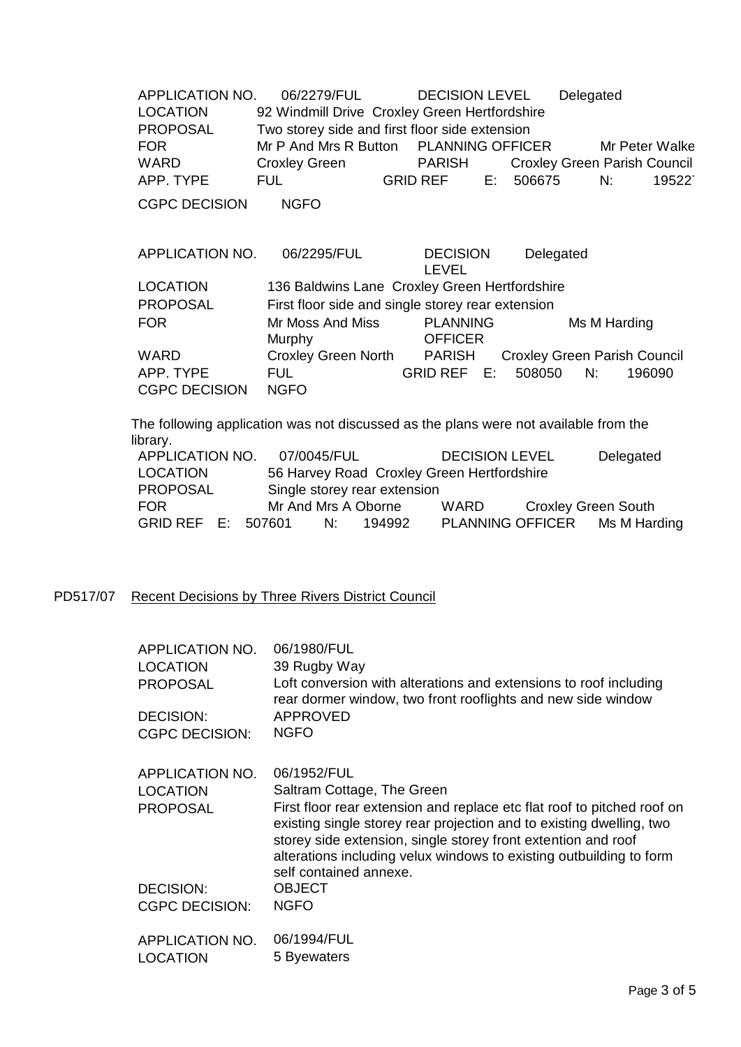| | | | | | | | |
|---|---|---|---|---|---|---|---|
| APPLICATION NO. | 06/2279/FUL | DECISION LEVEL | Delegated | | | | |
| LOCATION | 92 Windmill Drive Croxley Green Hertfordshire | | | | | | |
| PROPOSAL | Two storey side and first floor side extension | | | | | | |
| FOR | Mr P And Mrs R Button | PLANNING OFFICER | Mr Peter Walke | | | | |
| WARD | Croxley Green | PARISH | Croxley Green Parish Council | | | | |
| APP. TYPE | FUL | GRID REF | E: | 506675 | N: | 19522 | |
| CGPC DECISION | NGFO | | | | | | |

| | | | | | | | |
|---|---|---|---|---|---|---|---|
| APPLICATION NO. | 06/2295/FUL | DECISION LEVEL | Delegated | | | | |
| LOCATION | 136 Baldwins Lane Croxley Green Hertfordshire | | | | | | |
| PROPOSAL | First floor side and single storey rear extension | | | | | | |
| FOR | Mr Moss And Miss Murphy | PLANNING OFFICER | Ms M Harding | | | | |
| WARD | Croxley Green North | PARISH | Croxley Green Parish Council | | | | |
| APP. TYPE | FUL | GRID REF | E: | 508050 | N: | 196090 | |
| CGPC DECISION | NGFO | | | | | | |

The following application was not discussed as the plans were not available from the library.

| | | | | | | | |
|---|---|---|---|---|---|---|---|
| APPLICATION NO. | 07/0045/FUL | | | DECISION LEVEL | Delegated | | |
| LOCATION | 56 Harvey Road Croxley Green Hertfordshire | | | | | | |
| PROPOSAL | Single storey rear extension | | | | | | |
| FOR | Mr And Mrs A Oborne | | | WARD | Croxley Green South | | |
| GRID REF E: | 507601 | N: | 194992 | PLANNING OFFICER | Ms M Harding | | |

## PD517/07 Recent Decisions by Three Rivers District Council

| | |
|---|---|
| APPLICATION NO. | 06/1980/FUL |
| LOCATION | 39 Rugby Way |
| PROPOSAL | Loft conversion with alterations and extensions to roof including rear dormer window, two front rooflights and new side window |
| DECISION: | APPROVED |
| CGPC DECISION: | NGFO |

| | |
|---|---|
| APPLICATION NO. | 06/1952/FUL |
| LOCATION | Saltram Cottage, The Green |
| PROPOSAL | First floor rear extension and replace etc flat roof to pitched roof on existing single storey rear projection and to existing dwelling, two storey side extension, single storey front extention and roof alterations including velux windows to existing outbuilding to form self contained annexe. |
| DECISION: | OBJECT |
| CGPC DECISION: | NGFO |

| | |
|---|---|
| APPLICATION NO. | 06/1994/FUL |
| LOCATION | 5 Byewaters |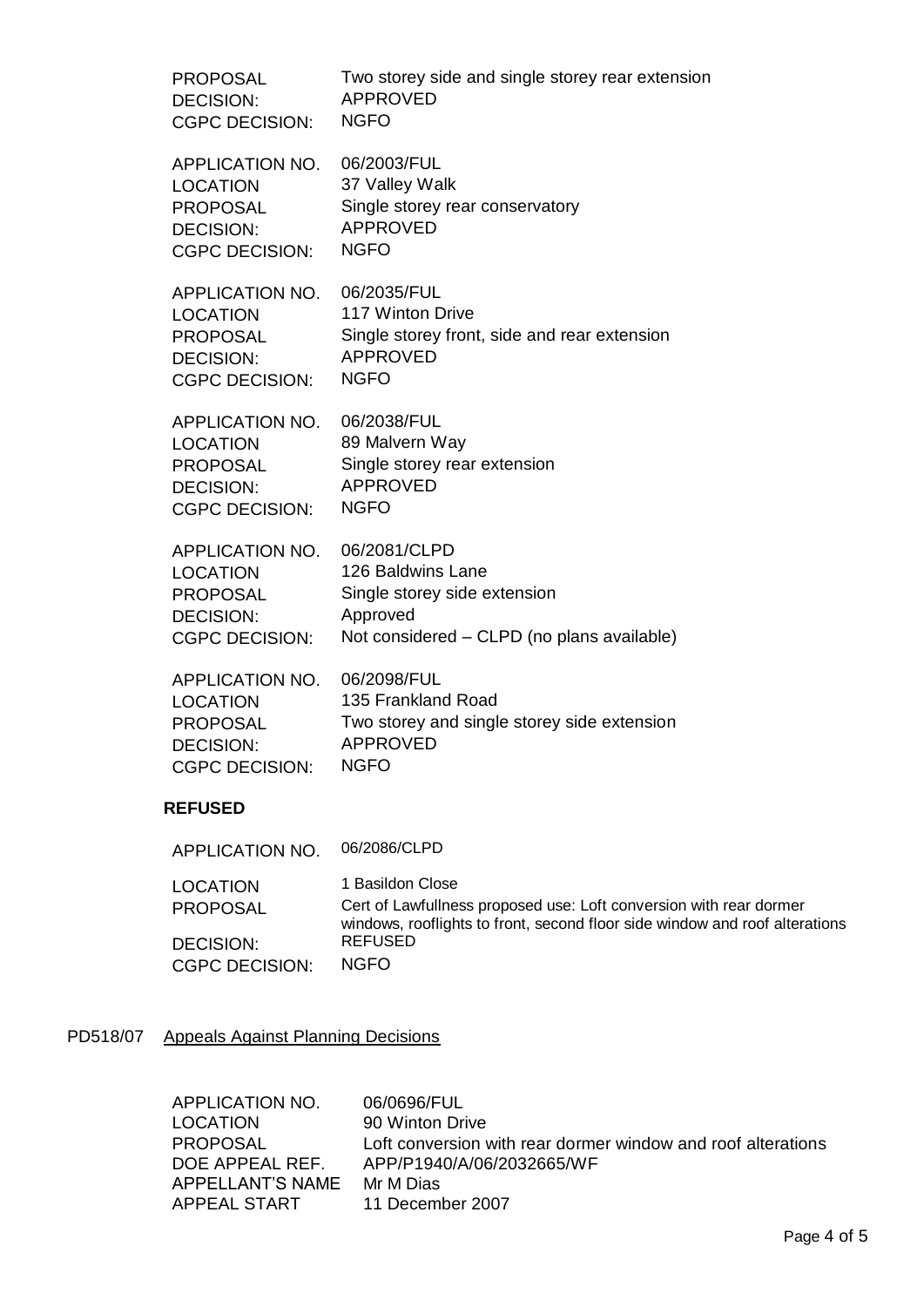| | |
|---|---|
| PROPOSAL | Two storey side and single storey rear extension |
| DECISION: | APPROVED |
| CGPC DECISION: | NGFO |

| | |
|---|---|
| APPLICATION NO. | 06/2003/FUL |
| LOCATION | 37 Valley Walk |
| PROPOSAL | Single storey rear conservatory |
| DECISION: | APPROVED |
| CGPC DECISION: | NGFO |

| | |
|---|---|
| APPLICATION NO. | 06/2035/FUL |
| LOCATION | 117 Winton Drive |
| PROPOSAL | Single storey front, side and rear extension |
| DECISION: | APPROVED |
| CGPC DECISION: | NGFO |

| | |
|---|---|
| APPLICATION NO. | 06/2038/FUL |
| LOCATION | 89 Malvern Way |
| PROPOSAL | Single storey rear extension |
| DECISION: | APPROVED |
| CGPC DECISION: | NGFO |

| | |
|---|---|
| APPLICATION NO. | 06/2081/CLPD |
| LOCATION | 126 Baldwins Lane |
| PROPOSAL | Single storey side extension |
| DECISION: | Approved |
| CGPC DECISION: | Not considered – CLPD (no plans available) |

| | |
|---|---|
| APPLICATION NO. | 06/2098/FUL |
| LOCATION | 135 Frankland Road |
| PROPOSAL | Two storey and single storey side extension |
| DECISION: | APPROVED |
| CGPC DECISION: | NGFO |

**REFUSED**

| | |
|---|---|
| APPLICATION NO. | 06/2086/CLPD |
| LOCATION | 1 Basildon Close |
| PROPOSAL | Cert of Lawfullness proposed use: Loft conversion with rear dormer windows, rooflights to front, second floor side window and roof alterations |
| DECISION: | REFUSED |
| CGPC DECISION: | NGFO |

PD518/07 Appeals Against Planning Decisions

| | |
|---|---|
| APPLICATION NO. | 06/0696/FUL |
| LOCATION | 90 Winton Drive |
| PROPOSAL | Loft conversion with rear dormer window and roof alterations |
| DOE APPEAL REF. | APP/P1940/A/06/2032665/WF |
| APPELLANT'S NAME | Mr M Dias |
| APPEAL START | 11 December 2007 |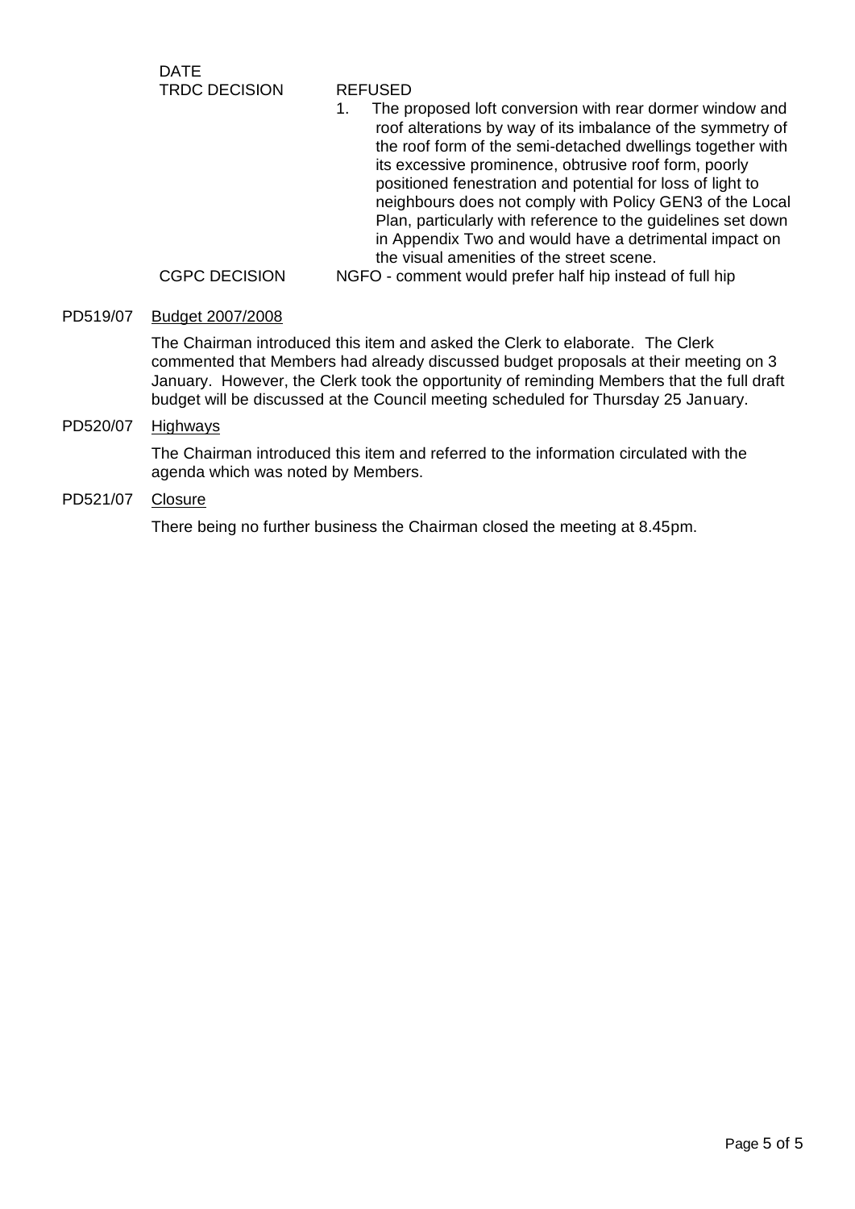| | |
|---|---|
| DATE | |
| TRDC DECISION | REFUSED<br>1. The proposed loft conversion with rear dormer window and roof alterations by way of its imbalance of the symmetry of the roof form of the semi-detached dwellings together with its excessive prominence, obtrusive roof form, poorly positioned fenestration and potential for loss of light to neighbours does not comply with Policy GEN3 of the Local Plan, particularly with reference to the guidelines set down in Appendix Two and would have a detrimental impact on the visual amenities of the street scene. |
| CGPC DECISION | NGFO - comment would prefer half hip instead of full hip |

PD519/07 Budget 2007/2008

The Chairman introduced this item and asked the Clerk to elaborate. The Clerk commented that Members had already discussed budget proposals at their meeting on 3 January. However, the Clerk took the opportunity of reminding Members that the full draft budget will be discussed at the Council meeting scheduled for Thursday 25 January.

PD520/07 Highways

The Chairman introduced this item and referred to the information circulated with the agenda which was noted by Members.

PD521/07 Closure

There being no further business the Chairman closed the meeting at 8.45pm.